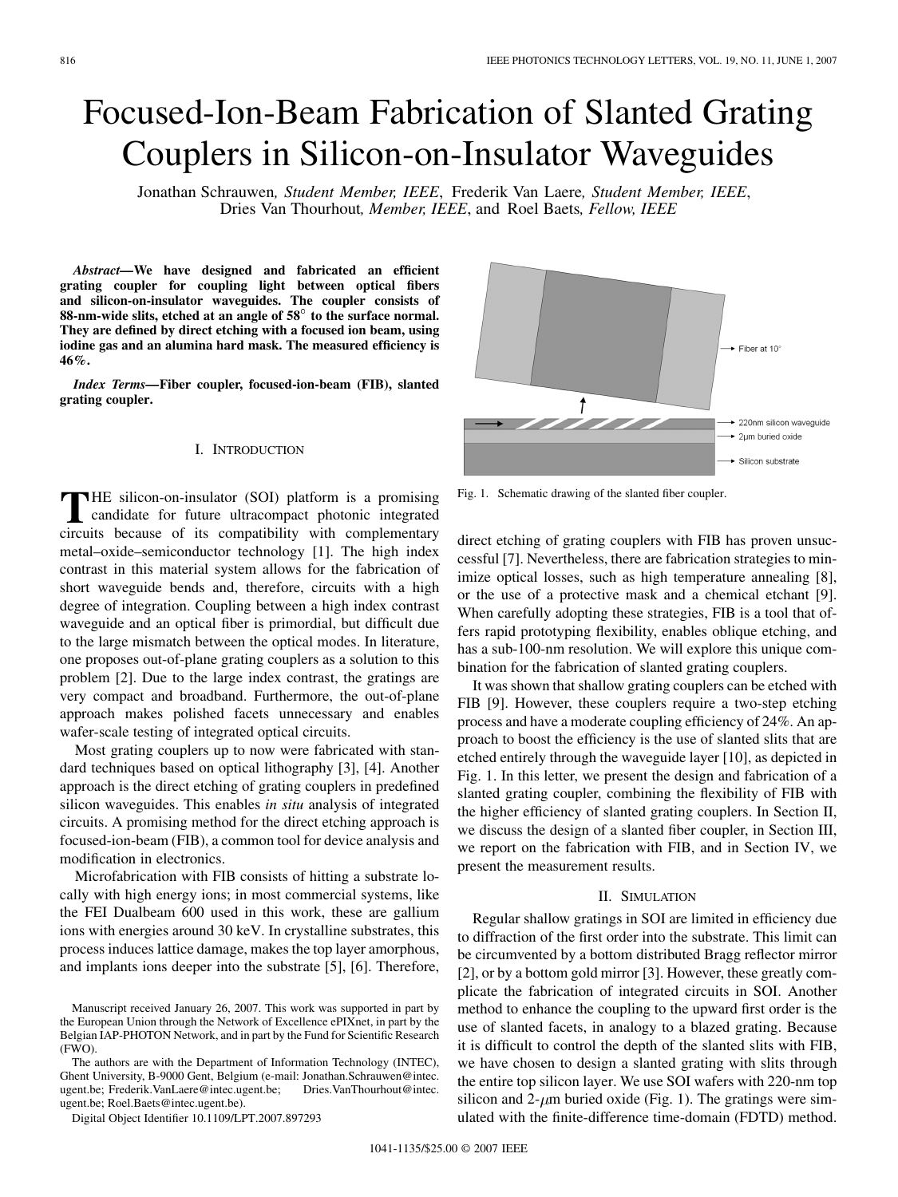# Focused-Ion-Beam Fabrication of Slanted Grating Couplers in Silicon-on-Insulator Waveguides

Jonathan Schrauwen, *Student Member, IEEE*, Frederik Van Laere, *Student Member, IEEE*, Dries Van Thourhout, *Member, IEEE*, and Roel Baets, *Fellow, IEEE*

***Abstract*—We have designed and fabricated an efficient grating coupler for coupling light between optical fibers and silicon-on-insulator waveguides. The coupler consists of 88-nm-wide slits, etched at an angle of 58° to the surface normal. They are defined by direct etching with a focused ion beam, using iodine gas and an alumina hard mask. The measured efficiency is 46%.**

***Index Terms*—Fiber coupler, focused-ion-beam (FIB), slanted grating coupler.**

## I. Introduction

The silicon-on-insulator (SOI) platform is a promising candidate for future ultracompact photonic integrated circuits because of its compatibility with complementary metal–oxide–semiconductor technology [1]. The high index contrast in this material system allows for the fabrication of short waveguide bends and, therefore, circuits with a high degree of integration. Coupling between a high index contrast waveguide and an optical fiber is primordial, but difficult due to the large mismatch between the optical modes. In literature, one proposes out-of-plane grating couplers as a solution to this problem [2]. Due to the large index contrast, the gratings are very compact and broadband. Furthermore, the out-of-plane approach makes polished facets unnecessary and enables wafer-scale testing of integrated optical circuits.

Most grating couplers up to now were fabricated with standard techniques based on optical lithography [3], [4]. Another approach is the direct etching of grating couplers in predefined silicon waveguides. This enables *in situ* analysis of integrated circuits. A promising method for the direct etching approach is focused-ion-beam (FIB), a common tool for device analysis and modification in electronics.

Microfabrication with FIB consists of hitting a substrate locally with high energy ions; in most commercial systems, like the FEI Dualbeam 600 used in this work, these are gallium ions with energies around 30 keV. In crystalline substrates, this process induces lattice damage, makes the top layer amorphous, and implants ions deeper into the substrate [5], [6]. Therefore, direct etching of grating couplers with FIB has proven unsuccessful [7]. Nevertheless, there are fabrication strategies to minimize optical losses, such as high temperature annealing [8], or the use of a protective mask and a chemical etchant [9]. When carefully adopting these strategies, FIB is a tool that offers rapid prototyping flexibility, enables oblique etching, and has a sub-100-nm resolution. We will explore this unique combination for the fabrication of slanted grating couplers.

It was shown that shallow grating couplers can be etched with FIB [9]. However, these couplers require a two-step etching process and have a moderate coupling efficiency of 24%. An approach to boost the efficiency is the use of slanted slits that are etched entirely through the waveguide layer [10], as depicted in Fig. 1. In this letter, we present the design and fabrication of a slanted grating coupler, combining the flexibility of FIB with the higher efficiency of slanted grating couplers. In Section II, we discuss the design of a slanted fiber coupler, in Section III, we report on the fabrication with FIB, and in Section IV, we present the measurement results.

Fig. 1. Schematic drawing of the slanted fiber coupler.

## II. Simulation

Regular shallow gratings in SOI are limited in efficiency due to diffraction of the first order into the substrate. This limit can be circumvented by a bottom distributed Bragg reflector mirror [2], or by a bottom gold mirror [3]. However, these greatly complicate the fabrication of integrated circuits in SOI. Another method to enhance the coupling to the upward first order is the use of slanted facets, in analogy to a blazed grating. Because it is difficult to control the depth of the slanted slits with FIB, we have chosen to design a slanted grating with slits through the entire top silicon layer. We use SOI wafers with 220-nm top silicon and 2-$\mu$m buried oxide (Fig. 1). The gratings were simulated with the finite-difference time-domain (FDTD) method.

Manuscript received January 26, 2007. This work was supported in part by the European Union through the Network of Excellence ePIXnet, in part by the Belgian IAP-PHOTON Network, and in part by the Fund for Scientific Research (FWO).

The authors are with the Department of Information Technology (INTEC), Ghent University, B-9000 Gent, Belgium (e-mail: Jonathan.Schrauwen@intec.ugent.be; Frederik.VanLaere@intec.ugent.be; Dries.VanThourhout@intec.ugent.be; Roel.Baets@intec.ugent.be).

Digital Object Identifier 10.1109/LPT.2007.897293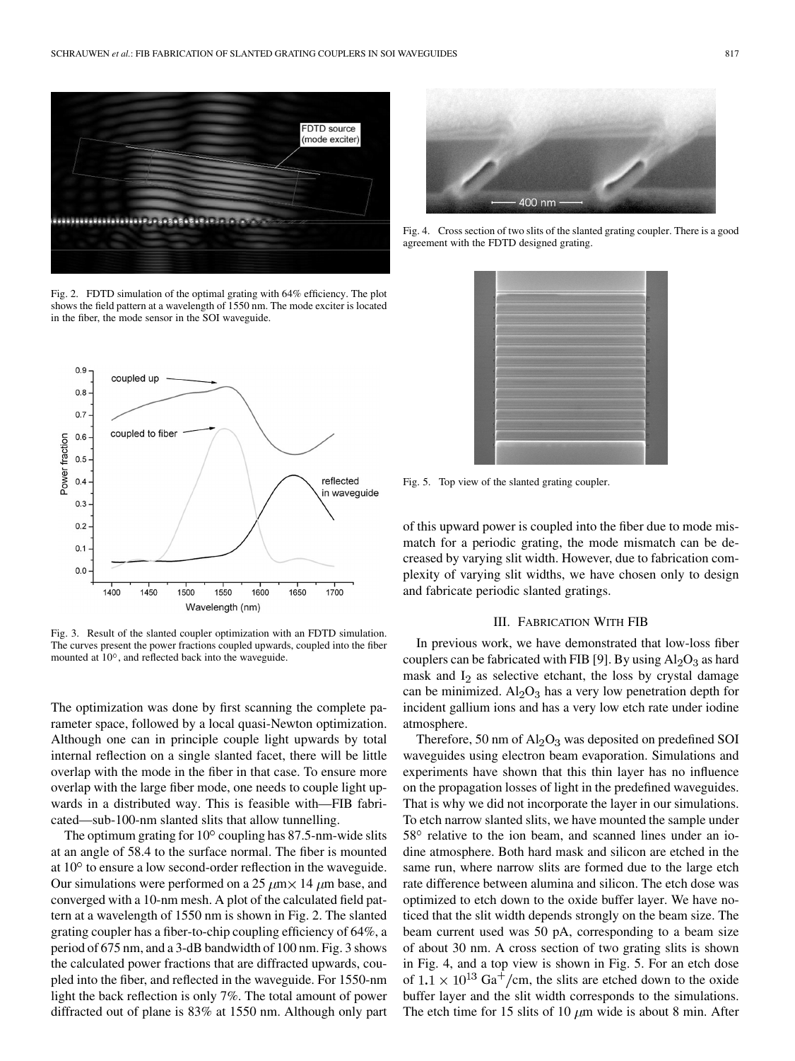Fig. 2. FDTD simulation of the optimal grating with 64% efficiency. The plot shows the field pattern at a wavelength of 1550 nm. The mode exciter is located in the fiber, the mode sensor in the SOI waveguide.

Fig. 3. Result of the slanted coupler optimization with an FDTD simulation. The curves present the power fractions coupled upwards, coupled into the fiber mounted at 10°, and reflected back into the waveguide.

The optimization was done by first scanning the complete parameter space, followed by a local quasi-Newton optimization. Although one can in principle couple light upwards by total internal reflection on a single slanted facet, there will be little overlap with the mode in the fiber in that case. To ensure more overlap with the large fiber mode, one needs to couple light upwards in a distributed way. This is feasible with—FIB fabricated—sub-100-nm slanted slits that allow tunnelling.

The optimum grating for 10° coupling has 87.5-nm-wide slits at an angle of 58.4 to the surface normal. The fiber is mounted at 10° to ensure a low second-order reflection in the waveguide. Our simulations were performed on a 25 $\mu$m× 14 $\mu$m base, and converged with a 10-nm mesh. A plot of the calculated field pattern at a wavelength of 1550 nm is shown in Fig. 2. The slanted grating coupler has a fiber-to-chip coupling efficiency of 64%, a period of 675 nm, and a 3-dB bandwidth of 100 nm. Fig. 3 shows the calculated power fractions that are diffracted upwards, coupled into the fiber, and reflected in the waveguide. For 1550-nm light the back reflection is only 7%. The total amount of power diffracted out of plane is 83% at 1550 nm. Although only part of this upward power is coupled into the fiber due to mode mismatch for a periodic grating, the mode mismatch can be decreased by varying slit width. However, due to fabrication complexity of varying slit widths, we have chosen only to design and fabricate periodic slanted gratings.

Fig. 4. Cross section of two slits of the slanted grating coupler. There is a good agreement with the FDTD designed grating.

Fig. 5. Top view of the slanted grating coupler.

## III. Fabrication With FIB

In previous work, we have demonstrated that low-loss fiber couplers can be fabricated with FIB [9]. By using $Al_2O_3$ as hard mask and $I_2$ as selective etchant, the loss by crystal damage can be minimized. $Al_2O_3$ has a very low penetration depth for incident gallium ions and has a very low etch rate under iodine atmosphere.

Therefore, 50 nm of $Al_2O_3$ was deposited on predefined SOI waveguides using electron beam evaporation. Simulations and experiments have shown that this thin layer has no influence on the propagation losses of light in the predefined waveguides. That is why we did not incorporate the layer in our simulations. To etch narrow slanted slits, we have mounted the sample under 58° relative to the ion beam, and scanned lines under an iodine atmosphere. Both hard mask and silicon are etched in the same run, where narrow slits are formed due to the large etch rate difference between alumina and silicon. The etch dose was optimized to etch down to the oxide buffer layer. We have noticed that the slit width depends strongly on the beam size. The beam current used was 50 pA, corresponding to a beam size of about 30 nm. A cross section of two grating slits is shown in Fig. 4, and a top view is shown in Fig. 5. For an etch dose of $1.1 \times 10^{13}$ $Ga^+$/cm, the slits are etched down to the oxide buffer layer and the slit width corresponds to the simulations. The etch time for 15 slits of 10 $\mu$m wide is about 8 min. After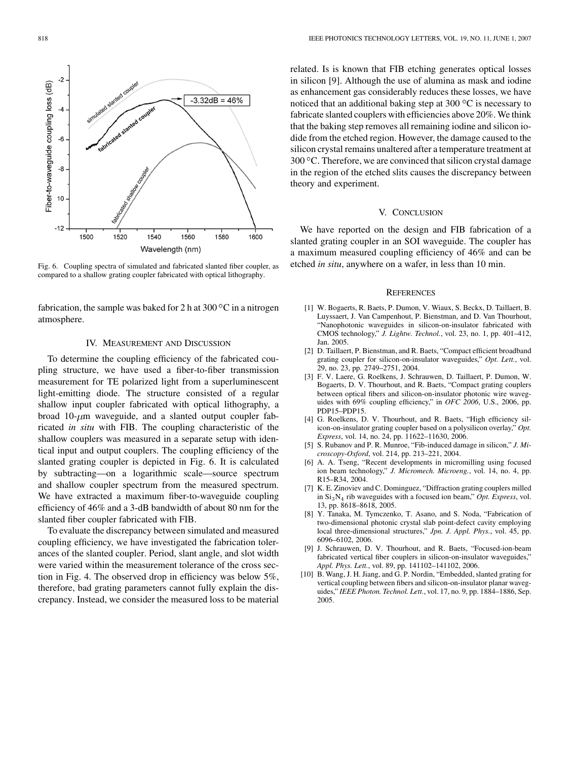-2

-4

-6

-8

10

-12

1500 1520 1540 1560 1580 1600

Wavelength (nm)

Fiber-to-waveguide coupling loss (dB)

simulated slanted coupler

fabricated slanted coupler

fabricated shallow coupler

-3.32dB = 46%

Fig. 6. Coupling spectra of simulated and fabricated slanted fiber coupler, as compared to a shallow grating coupler fabricated with optical lithography.

fabrication, the sample was baked for 2 h at 300 °C in a nitrogen atmosphere.

## IV. Measurement and Discussion

To determine the coupling efficiency of the fabricated coupling structure, we have used a fiber-to-fiber transmission measurement for TE polarized light from a superluminescent light-emitting diode. The structure consisted of a regular shallow input coupler fabricated with optical lithography, a broad 10-$\mu$m waveguide, and a slanted output coupler fabricated *in situ* with FIB. The coupling characteristic of the shallow couplers was measured in a separate setup with identical input and output couplers. The coupling efficiency of the slanted grating coupler is depicted in Fig. 6. It is calculated by substracting—on a logarithmic scale—source spectrum and shallow coupler spectrum from the measured spectrum. We have extracted a maximum fiber-to-waveguide coupling efficiency of 46% and a 3-dB bandwidth of about 80 nm for the slanted fiber coupler fabricated with FIB.

To evaluate the discrepancy between simulated and measured coupling efficiency, we have investigated the fabrication tolerances of the slanted coupler. Period, slant angle, and slot width were varied within the measurement tolerance of the cross section in Fig. 4. The observed drop in efficiency was below 5%, therefore, bad grating parameters cannot fully explain the discrepancy. Instead, we consider the measured loss to be material related. Is is known that FIB etching generates optical losses in silicon [9]. Although the use of alumina as mask and iodine as enhancement gas considerably reduces these losses, we have noticed that an additional baking step at 300 °C is necessary to fabricate slanted couplers with efficiencies above 20%. We think that the baking step removes all remaining iodine and silicon iodide from the etched region. However, the damage caused to the silicon crystal remains unaltered after a temperature treatment at 300 °C. Therefore, we are convinced that silicon crystal damage in the region of the etched slits causes the discrepancy between theory and experiment.

## V. Conclusion

We have reported on the design and FIB fabrication of a slanted grating coupler in an SOI waveguide. The coupler has a maximum measured coupling efficiency of 46% and can be etched *in situ*, anywhere on a wafer, in less than 10 min.

## References

[1] W. Bogaerts, R. Baets, P. Dumon, V. Wiaux, S. Beckx, D. Taillaert, B. Luyssaert, J. Van Campenhout, P. Bienstman, and D. Van Thourhout, "Nanophotonic waveguides in silicon-on-insulator fabricated with CMOS technology," *J. Lightw. Technol.*, vol. 23, no. 1, pp. 401–412, Jan. 2005.

[2] D. Taillaert, P. Bienstman, and R. Baets, "Compact efficient broadband grating coupler for silicon-on-insulator waveguides," *Opt. Lett.*, vol. 29, no. 23, pp. 2749–2751, 2004.

[3] F. V. Laere, G. Roelkens, J. Schrauwen, D. Taillaert, P. Dumon, W. Bogaerts, D. V. Thourhout, and R. Baets, "Compact grating couplers between optical fibers and silicon-on-insulator photonic wire waveguides with 69% coupling efficiency," in *OFC 2006*, U.S., 2006, pp. PDP15–PDP15.

[4] G. Roelkens, D. V. Thourhout, and R. Baets, "High efficiency silicon-on-insulator grating coupler based on a polysilicon overlay," *Opt. Express*, vol. 14, no. 24, pp. 11622–11630, 2006.

[5] S. Rubanov and P. R. Munroe, "Fib-induced damage in silicon," *J. Microscopy-Oxford*, vol. 214, pp. 213–221, 2004.

[6] A. A. Tseng, "Recent developments in micromilling using focused ion beam technology," *J. Micromech. Microeng.*, vol. 14, no. 4, pp. R15–R34, 2004.

[7] K. E. Zinoviev and C. Dominguez, "Diffraction grating couplers milled in $Si_3N_4$ rib waveguides with a focused ion beam," *Opt. Express*, vol. 13, pp. 8618–8618, 2005.

[8] Y. Tanaka, M. Tymczenko, T. Asano, and S. Noda, "Fabrication of two-dimensional photonic crystal slab point-defect cavity employing local three-dimensional structures," *Jpn. J. Appl. Phys.*, vol. 45, pp. 6096–6102, 2006.

[9] J. Schrauwen, D. V. Thourhout, and R. Baets, "Focused-ion-beam fabricated vertical fiber couplers in silicon-on-insulator waveguides," *Appl. Phys. Lett.*, vol. 89, pp. 141102–141102, 2006.

[10] B. Wang, J. H. Jiang, and G. P. Nordin, "Embedded, slanted grating for vertical coupling between fibers and silicon-on-insulator planar waveguides," *IEEE Photon. Technol. Lett.*, vol. 17, no. 9, pp. 1884–1886, Sep. 2005.